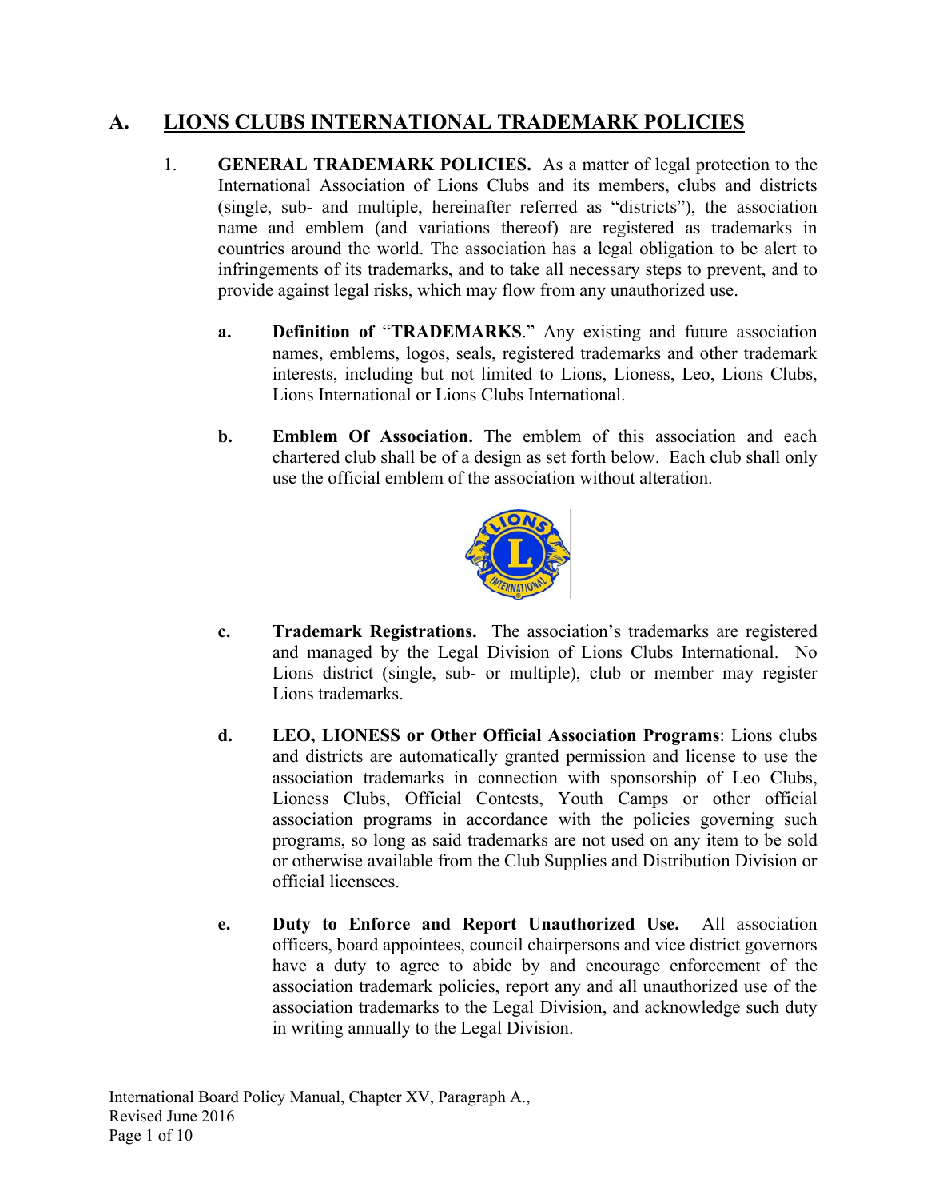# A. LIONS CLUBS INTERNATIONAL TRADEMARK POLICIES

1. **GENERAL TRADEMARK POLICIES.** As a matter of legal protection to the International Association of Lions Clubs and its members, clubs and districts (single, sub- and multiple, hereinafter referred as "districts"), the association name and emblem (and variations thereof) are registered as trademarks in countries around the world. The association has a legal obligation to be alert to infringements of its trademarks, and to take all necessary steps to prevent, and to provide against legal risks, which may flow from any unauthorized use.

   **a. Definition of "TRADEMARKS."** Any existing and future association names, emblems, logos, seals, registered trademarks and other trademark interests, including but not limited to Lions, Lioness, Leo, Lions Clubs, Lions International or Lions Clubs International.

   **b. Emblem Of Association.** The emblem of this association and each chartered club shall be of a design as set forth below. Each club shall only use the official emblem of the association without alteration.

   **c. Trademark Registrations.** The association's trademarks are registered and managed by the Legal Division of Lions Clubs International. No Lions district (single, sub- or multiple), club or member may register Lions trademarks.

   **d. LEO, LIONESS or Other Official Association Programs**: Lions clubs and districts are automatically granted permission and license to use the association trademarks in connection with sponsorship of Leo Clubs, Lioness Clubs, Official Contests, Youth Camps or other official association programs in accordance with the policies governing such programs, so long as said trademarks are not used on any item to be sold or otherwise available from the Club Supplies and Distribution Division or official licensees.

   **e. Duty to Enforce and Report Unauthorized Use.** All association officers, board appointees, council chairpersons and vice district governors have a duty to agree to abide by and encourage enforcement of the association trademark policies, report any and all unauthorized use of the association trademarks to the Legal Division, and acknowledge such duty in writing annually to the Legal Division.

International Board Policy Manual, Chapter XV, Paragraph A., Revised June 2016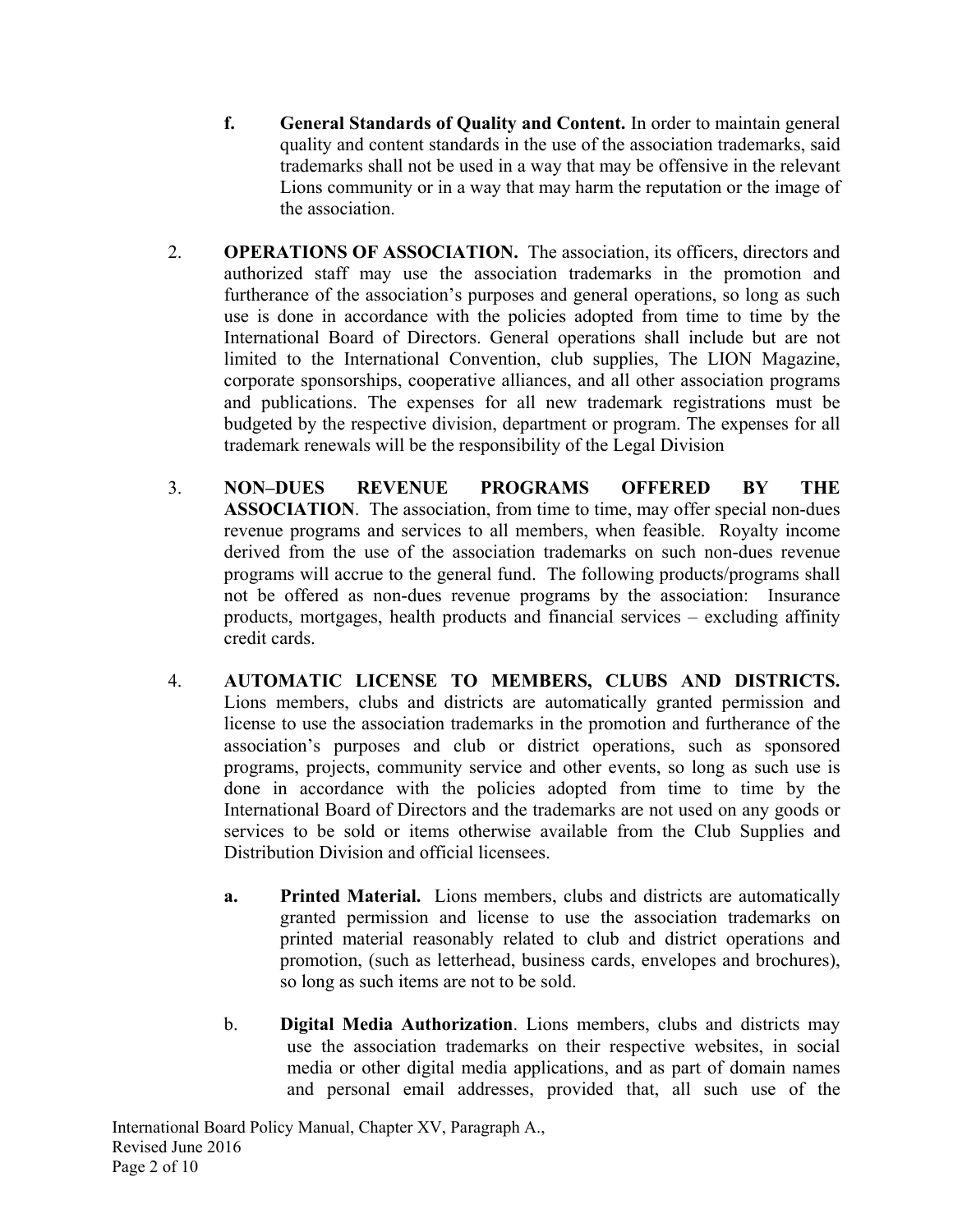**f.** **General Standards of Quality and Content.** In order to maintain general quality and content standards in the use of the association trademarks, said trademarks shall not be used in a way that may be offensive in the relevant Lions community or in a way that may harm the reputation or the image of the association.

2. **OPERATIONS OF ASSOCIATION.** The association, its officers, directors and authorized staff may use the association trademarks in the promotion and furtherance of the association's purposes and general operations, so long as such use is done in accordance with the policies adopted from time to time by the International Board of Directors. General operations shall include but are not limited to the International Convention, club supplies, The LION Magazine, corporate sponsorships, cooperative alliances, and all other association programs and publications. The expenses for all new trademark registrations must be budgeted by the respective division, department or program. The expenses for all trademark renewals will be the responsibility of the Legal Division

3. **NON–DUES REVENUE PROGRAMS OFFERED BY THE ASSOCIATION**. The association, from time to time, may offer special non-dues revenue programs and services to all members, when feasible. Royalty income derived from the use of the association trademarks on such non-dues revenue programs will accrue to the general fund. The following products/programs shall not be offered as non-dues revenue programs by the association: Insurance products, mortgages, health products and financial services – excluding affinity credit cards.

4. **AUTOMATIC LICENSE TO MEMBERS, CLUBS AND DISTRICTS.** Lions members, clubs and districts are automatically granted permission and license to use the association trademarks in the promotion and furtherance of the association's purposes and club or district operations, such as sponsored programs, projects, community service and other events, so long as such use is done in accordance with the policies adopted from time to time by the International Board of Directors and the trademarks are not used on any goods or services to be sold or items otherwise available from the Club Supplies and Distribution Division and official licensees.

   **a.** **Printed Material.** Lions members, clubs and districts are automatically granted permission and license to use the association trademarks on printed material reasonably related to club and district operations and promotion, (such as letterhead, business cards, envelopes and brochures), so long as such items are not to be sold.

   b. **Digital Media Authorization**. Lions members, clubs and districts may use the association trademarks on their respective websites, in social media or other digital media applications, and as part of domain names and personal email addresses, provided that, all such use of the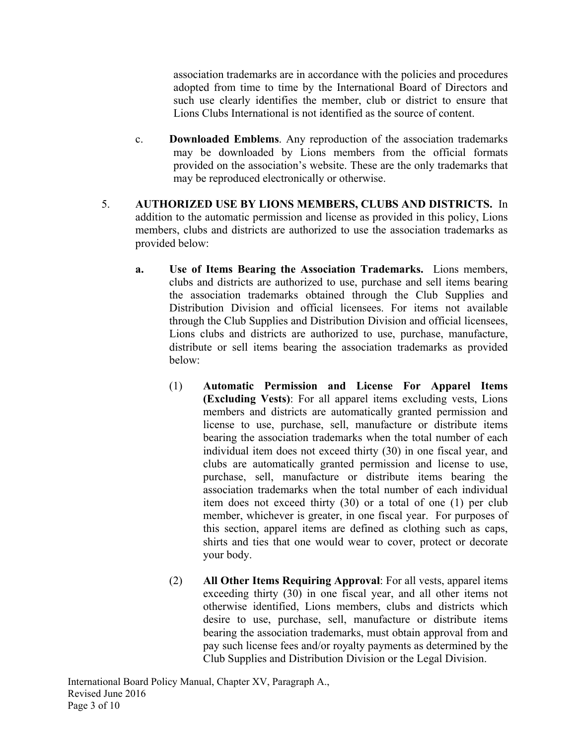association trademarks are in accordance with the policies and procedures adopted from time to time by the International Board of Directors and such use clearly identifies the member, club or district to ensure that Lions Clubs International is not identified as the source of content.

c. **Downloaded Emblems**. Any reproduction of the association trademarks may be downloaded by Lions members from the official formats provided on the association's website. These are the only trademarks that may be reproduced electronically or otherwise.

5. **AUTHORIZED USE BY LIONS MEMBERS, CLUBS AND DISTRICTS.** In addition to the automatic permission and license as provided in this policy, Lions members, clubs and districts are authorized to use the association trademarks as provided below:

   **a. Use of Items Bearing the Association Trademarks.** Lions members, clubs and districts are authorized to use, purchase and sell items bearing the association trademarks obtained through the Club Supplies and Distribution Division and official licensees. For items not available through the Club Supplies and Distribution Division and official licensees, Lions clubs and districts are authorized to use, purchase, manufacture, distribute or sell items bearing the association trademarks as provided below:

   (1) **Automatic Permission and License For Apparel Items (Excluding Vests)**: For all apparel items excluding vests, Lions members and districts are automatically granted permission and license to use, purchase, sell, manufacture or distribute items bearing the association trademarks when the total number of each individual item does not exceed thirty (30) in one fiscal year, and clubs are automatically granted permission and license to use, purchase, sell, manufacture or distribute items bearing the association trademarks when the total number of each individual item does not exceed thirty (30) or a total of one (1) per club member, whichever is greater, in one fiscal year. For purposes of this section, apparel items are defined as clothing such as caps, shirts and ties that one would wear to cover, protect or decorate your body.

   (2) **All Other Items Requiring Approval**: For all vests, apparel items exceeding thirty (30) in one fiscal year, and all other items not otherwise identified, Lions members, clubs and districts which desire to use, purchase, sell, manufacture or distribute items bearing the association trademarks, must obtain approval from and pay such license fees and/or royalty payments as determined by the Club Supplies and Distribution Division or the Legal Division.

International Board Policy Manual, Chapter XV, Paragraph A.,
Revised June 2016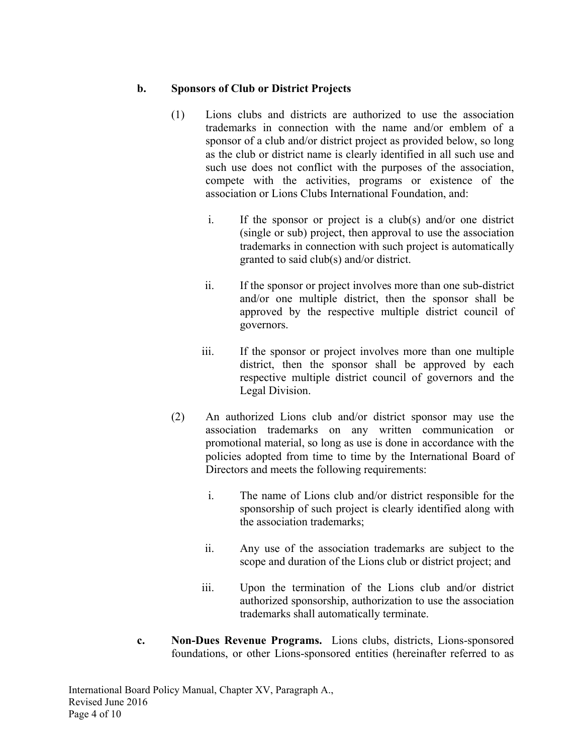**b. Sponsors of Club or District Projects**

(1) Lions clubs and districts are authorized to use the association trademarks in connection with the name and/or emblem of a sponsor of a club and/or district project as provided below, so long as the club or district name is clearly identified in all such use and such use does not conflict with the purposes of the association, compete with the activities, programs or existence of the association or Lions Clubs International Foundation, and:

i. If the sponsor or project is a club(s) and/or one district (single or sub) project, then approval to use the association trademarks in connection with such project is automatically granted to said club(s) and/or district.

ii. If the sponsor or project involves more than one sub-district and/or one multiple district, then the sponsor shall be approved by the respective multiple district council of governors.

iii. If the sponsor or project involves more than one multiple district, then the sponsor shall be approved by each respective multiple district council of governors and the Legal Division.

(2) An authorized Lions club and/or district sponsor may use the association trademarks on any written communication or promotional material, so long as use is done in accordance with the policies adopted from time to time by the International Board of Directors and meets the following requirements:

i. The name of Lions club and/or district responsible for the sponsorship of such project is clearly identified along with the association trademarks;

ii. Any use of the association trademarks are subject to the scope and duration of the Lions club or district project; and

iii. Upon the termination of the Lions club and/or district authorized sponsorship, authorization to use the association trademarks shall automatically terminate.

**c. Non-Dues Revenue Programs.** Lions clubs, districts, Lions-sponsored foundations, or other Lions-sponsored entities (hereinafter referred to as

International Board Policy Manual, Chapter XV, Paragraph A.,
Revised June 2016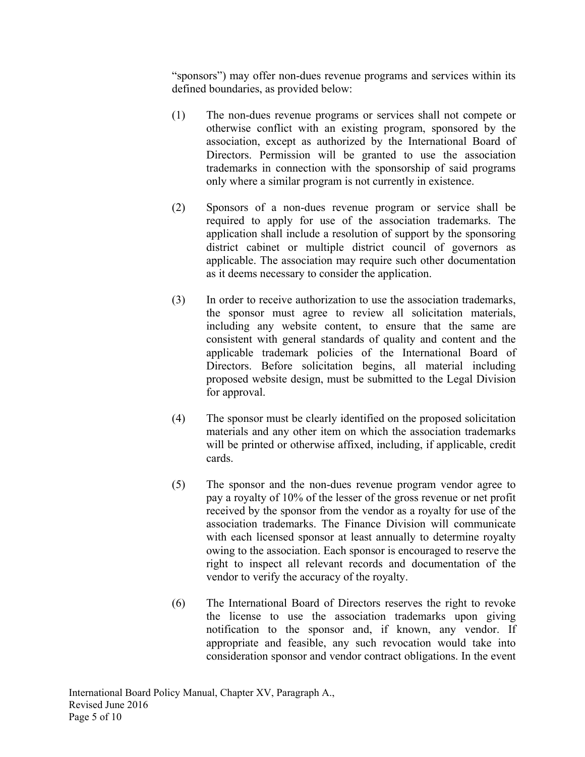"sponsors") may offer non-dues revenue programs and services within its defined boundaries, as provided below:

(1) The non-dues revenue programs or services shall not compete or otherwise conflict with an existing program, sponsored by the association, except as authorized by the International Board of Directors. Permission will be granted to use the association trademarks in connection with the sponsorship of said programs only where a similar program is not currently in existence.

(2) Sponsors of a non-dues revenue program or service shall be required to apply for use of the association trademarks. The application shall include a resolution of support by the sponsoring district cabinet or multiple district council of governors as applicable. The association may require such other documentation as it deems necessary to consider the application.

(3) In order to receive authorization to use the association trademarks, the sponsor must agree to review all solicitation materials, including any website content, to ensure that the same are consistent with general standards of quality and content and the applicable trademark policies of the International Board of Directors. Before solicitation begins, all material including proposed website design, must be submitted to the Legal Division for approval.

(4) The sponsor must be clearly identified on the proposed solicitation materials and any other item on which the association trademarks will be printed or otherwise affixed, including, if applicable, credit cards.

(5) The sponsor and the non-dues revenue program vendor agree to pay a royalty of 10% of the lesser of the gross revenue or net profit received by the sponsor from the vendor as a royalty for use of the association trademarks. The Finance Division will communicate with each licensed sponsor at least annually to determine royalty owing to the association. Each sponsor is encouraged to reserve the right to inspect all relevant records and documentation of the vendor to verify the accuracy of the royalty.

(6) The International Board of Directors reserves the right to revoke the license to use the association trademarks upon giving notification to the sponsor and, if known, any vendor. If appropriate and feasible, any such revocation would take into consideration sponsor and vendor contract obligations. In the event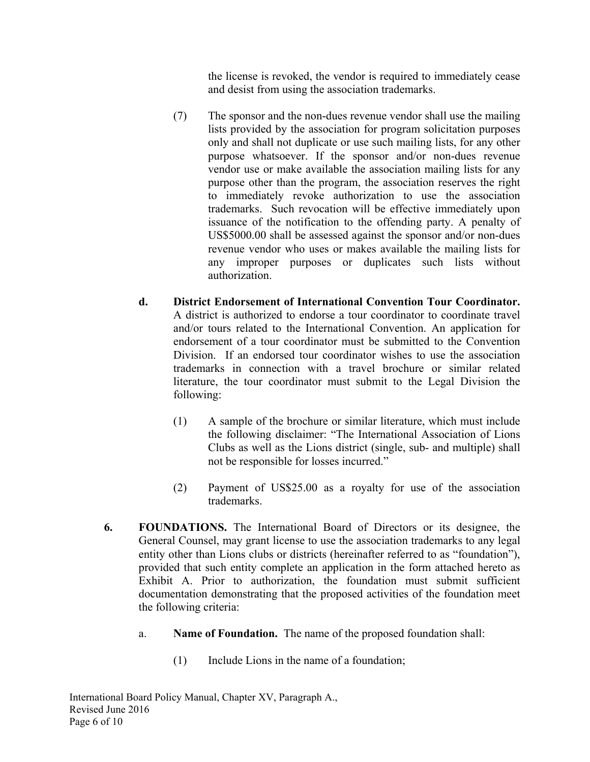the license is revoked, the vendor is required to immediately cease and desist from using the association trademarks.

(7) The sponsor and the non-dues revenue vendor shall use the mailing lists provided by the association for program solicitation purposes only and shall not duplicate or use such mailing lists, for any other purpose whatsoever. If the sponsor and/or non-dues revenue vendor use or make available the association mailing lists for any purpose other than the program, the association reserves the right to immediately revoke authorization to use the association trademarks. Such revocation will be effective immediately upon issuance of the notification to the offending party. A penalty of US$5000.00 shall be assessed against the sponsor and/or non-dues revenue vendor who uses or makes available the mailing lists for any improper purposes or duplicates such lists without authorization.

**d. District Endorsement of International Convention Tour Coordinator.** A district is authorized to endorse a tour coordinator to coordinate travel and/or tours related to the International Convention. An application for endorsement of a tour coordinator must be submitted to the Convention Division. If an endorsed tour coordinator wishes to use the association trademarks in connection with a travel brochure or similar related literature, the tour coordinator must submit to the Legal Division the following:

(1) A sample of the brochure or similar literature, which must include the following disclaimer: "The International Association of Lions Clubs as well as the Lions district (single, sub- and multiple) shall not be responsible for losses incurred."

(2) Payment of US$25.00 as a royalty for use of the association trademarks.

**6. FOUNDATIONS.** The International Board of Directors or its designee, the General Counsel, may grant license to use the association trademarks to any legal entity other than Lions clubs or districts (hereinafter referred to as "foundation"), provided that such entity complete an application in the form attached hereto as Exhibit A. Prior to authorization, the foundation must submit sufficient documentation demonstrating that the proposed activities of the foundation meet the following criteria:

a. **Name of Foundation.** The name of the proposed foundation shall:

(1) Include Lions in the name of a foundation;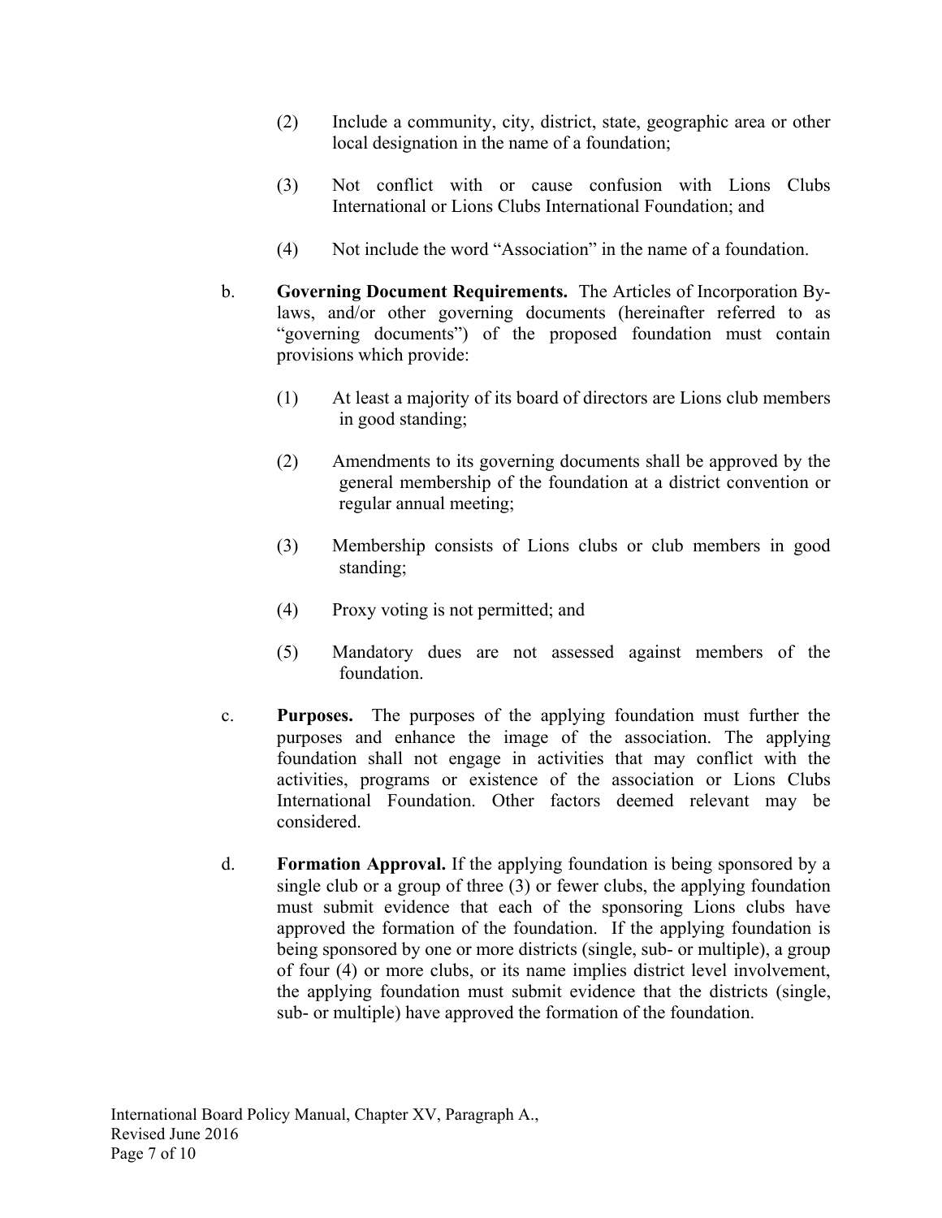(2) Include a community, city, district, state, geographic area or other local designation in the name of a foundation;

(3) Not conflict with or cause confusion with Lions Clubs International or Lions Clubs International Foundation; and

(4) Not include the word "Association" in the name of a foundation.

b. **Governing Document Requirements.** The Articles of Incorporation By-laws, and/or other governing documents (hereinafter referred to as "governing documents") of the proposed foundation must contain provisions which provide:

(1) At least a majority of its board of directors are Lions club members in good standing;

(2) Amendments to its governing documents shall be approved by the general membership of the foundation at a district convention or regular annual meeting;

(3) Membership consists of Lions clubs or club members in good standing;

(4) Proxy voting is not permitted; and

(5) Mandatory dues are not assessed against members of the foundation.

c. **Purposes.** The purposes of the applying foundation must further the purposes and enhance the image of the association. The applying foundation shall not engage in activities that may conflict with the activities, programs or existence of the association or Lions Clubs International Foundation. Other factors deemed relevant may be considered.

d. **Formation Approval.** If the applying foundation is being sponsored by a single club or a group of three (3) or fewer clubs, the applying foundation must submit evidence that each of the sponsoring Lions clubs have approved the formation of the foundation. If the applying foundation is being sponsored by one or more districts (single, sub- or multiple), a group of four (4) or more clubs, or its name implies district level involvement, the applying foundation must submit evidence that the districts (single, sub- or multiple) have approved the formation of the foundation.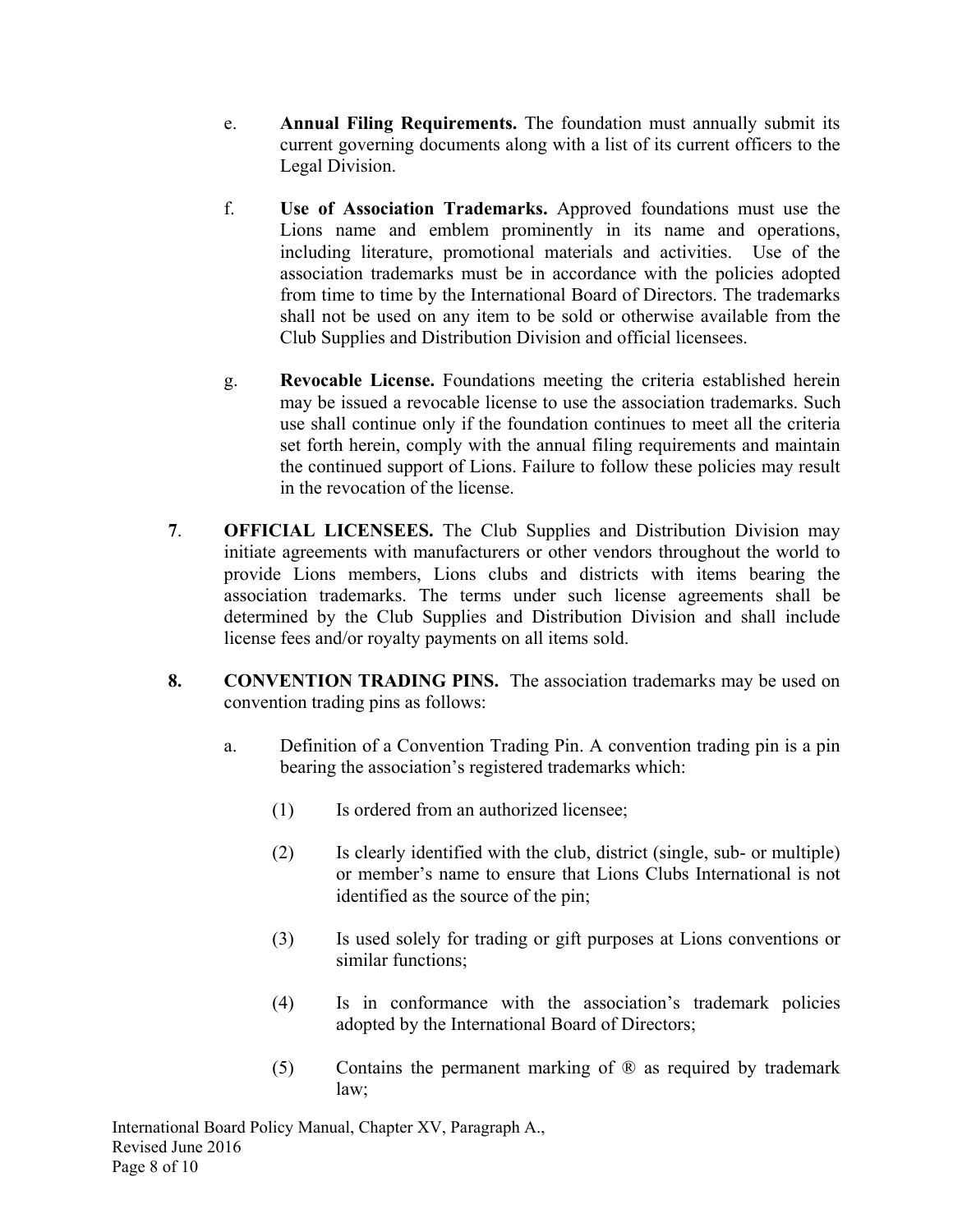e. **Annual Filing Requirements.** The foundation must annually submit its current governing documents along with a list of its current officers to the Legal Division.

f. **Use of Association Trademarks.** Approved foundations must use the Lions name and emblem prominently in its name and operations, including literature, promotional materials and activities. Use of the association trademarks must be in accordance with the policies adopted from time to time by the International Board of Directors. The trademarks shall not be used on any item to be sold or otherwise available from the Club Supplies and Distribution Division and official licensees.

g. **Revocable License.** Foundations meeting the criteria established herein may be issued a revocable license to use the association trademarks. Such use shall continue only if the foundation continues to meet all the criteria set forth herein, comply with the annual filing requirements and maintain the continued support of Lions. Failure to follow these policies may result in the revocation of the license.

**7**. **OFFICIAL LICENSEES.** The Club Supplies and Distribution Division may initiate agreements with manufacturers or other vendors throughout the world to provide Lions members, Lions clubs and districts with items bearing the association trademarks. The terms under such license agreements shall be determined by the Club Supplies and Distribution Division and shall include license fees and/or royalty payments on all items sold.

**8. CONVENTION TRADING PINS.** The association trademarks may be used on convention trading pins as follows:

a. Definition of a Convention Trading Pin. A convention trading pin is a pin bearing the association's registered trademarks which:

(1) Is ordered from an authorized licensee;

(2) Is clearly identified with the club, district (single, sub- or multiple) or member's name to ensure that Lions Clubs International is not identified as the source of the pin;

(3) Is used solely for trading or gift purposes at Lions conventions or similar functions;

(4) Is in conformance with the association's trademark policies adopted by the International Board of Directors;

(5) Contains the permanent marking of ® as required by trademark law;

International Board Policy Manual, Chapter XV, Paragraph A.,
Revised June 2016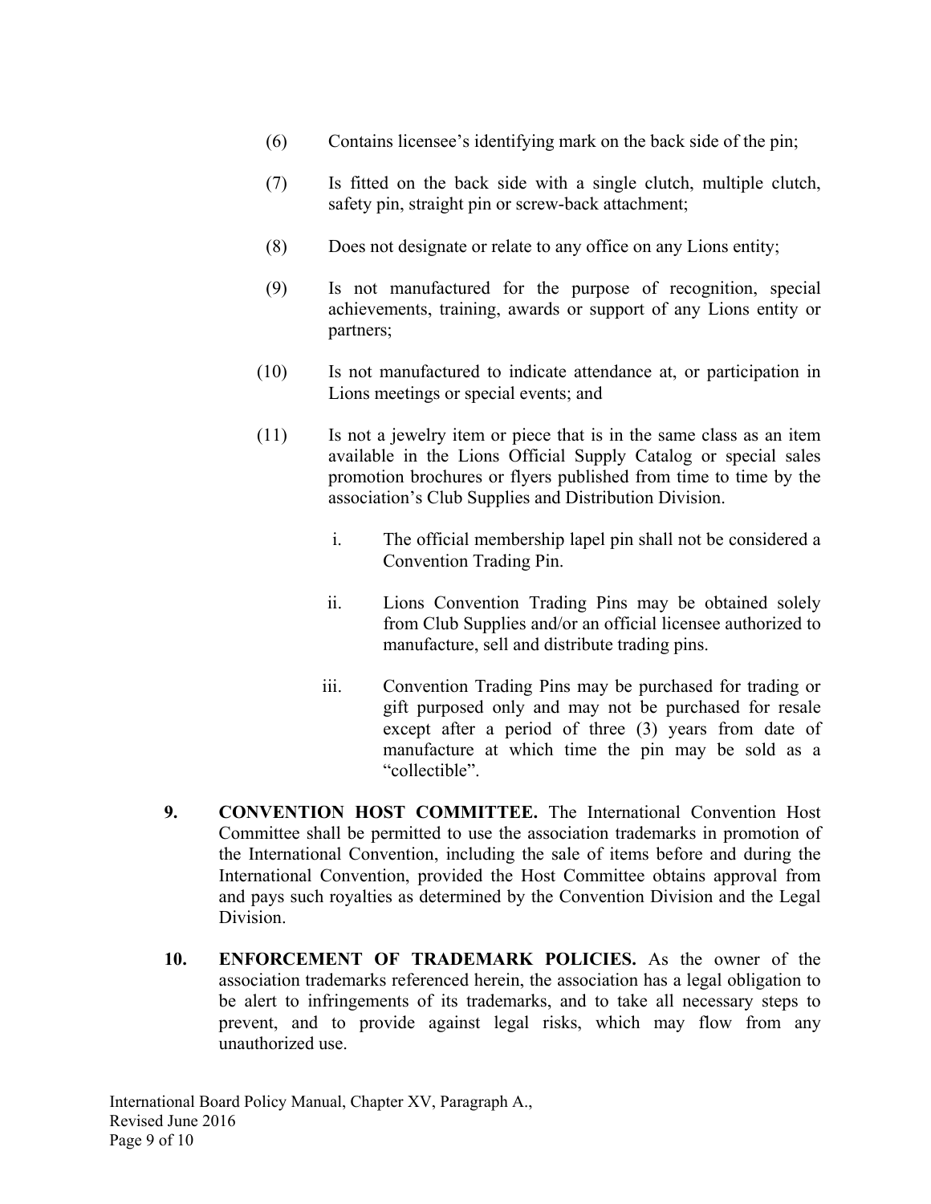(6) Contains licensee's identifying mark on the back side of the pin;

(7) Is fitted on the back side with a single clutch, multiple clutch, safety pin, straight pin or screw-back attachment;

(8) Does not designate or relate to any office on any Lions entity;

(9) Is not manufactured for the purpose of recognition, special achievements, training, awards or support of any Lions entity or partners;

(10) Is not manufactured to indicate attendance at, or participation in Lions meetings or special events; and

(11) Is not a jewelry item or piece that is in the same class as an item available in the Lions Official Supply Catalog or special sales promotion brochures or flyers published from time to time by the association's Club Supplies and Distribution Division.

i. The official membership lapel pin shall not be considered a Convention Trading Pin.

ii. Lions Convention Trading Pins may be obtained solely from Club Supplies and/or an official licensee authorized to manufacture, sell and distribute trading pins.

iii. Convention Trading Pins may be purchased for trading or gift purposed only and may not be purchased for resale except after a period of three (3) years from date of manufacture at which time the pin may be sold as a "collectible".

**9. CONVENTION HOST COMMITTEE.** The International Convention Host Committee shall be permitted to use the association trademarks in promotion of the International Convention, including the sale of items before and during the International Convention, provided the Host Committee obtains approval from and pays such royalties as determined by the Convention Division and the Legal Division.

**10. ENFORCEMENT OF TRADEMARK POLICIES.** As the owner of the association trademarks referenced herein, the association has a legal obligation to be alert to infringements of its trademarks, and to take all necessary steps to prevent, and to provide against legal risks, which may flow from any unauthorized use.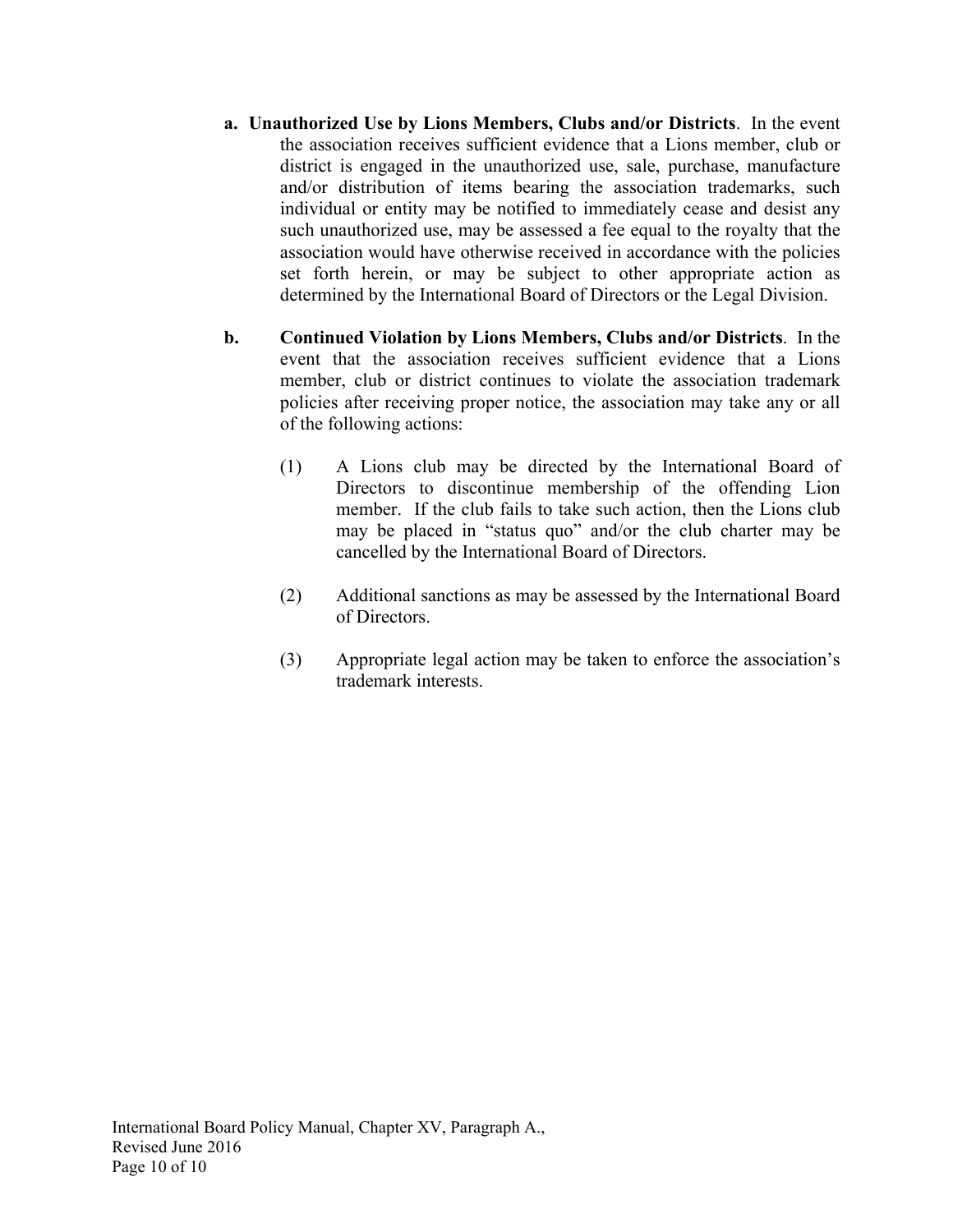a. **Unauthorized Use by Lions Members, Clubs and/or Districts**. In the event the association receives sufficient evidence that a Lions member, club or district is engaged in the unauthorized use, sale, purchase, manufacture and/or distribution of items bearing the association trademarks, such individual or entity may be notified to immediately cease and desist any such unauthorized use, may be assessed a fee equal to the royalty that the association would have otherwise received in accordance with the policies set forth herein, or may be subject to other appropriate action as determined by the International Board of Directors or the Legal Division.

b. **Continued Violation by Lions Members, Clubs and/or Districts**. In the event that the association receives sufficient evidence that a Lions member, club or district continues to violate the association trademark policies after receiving proper notice, the association may take any or all of the following actions:

   (1) A Lions club may be directed by the International Board of Directors to discontinue membership of the offending Lion member. If the club fails to take such action, then the Lions club may be placed in "status quo" and/or the club charter may be cancelled by the International Board of Directors.

   (2) Additional sanctions as may be assessed by the International Board of Directors.

   (3) Appropriate legal action may be taken to enforce the association's trademark interests.